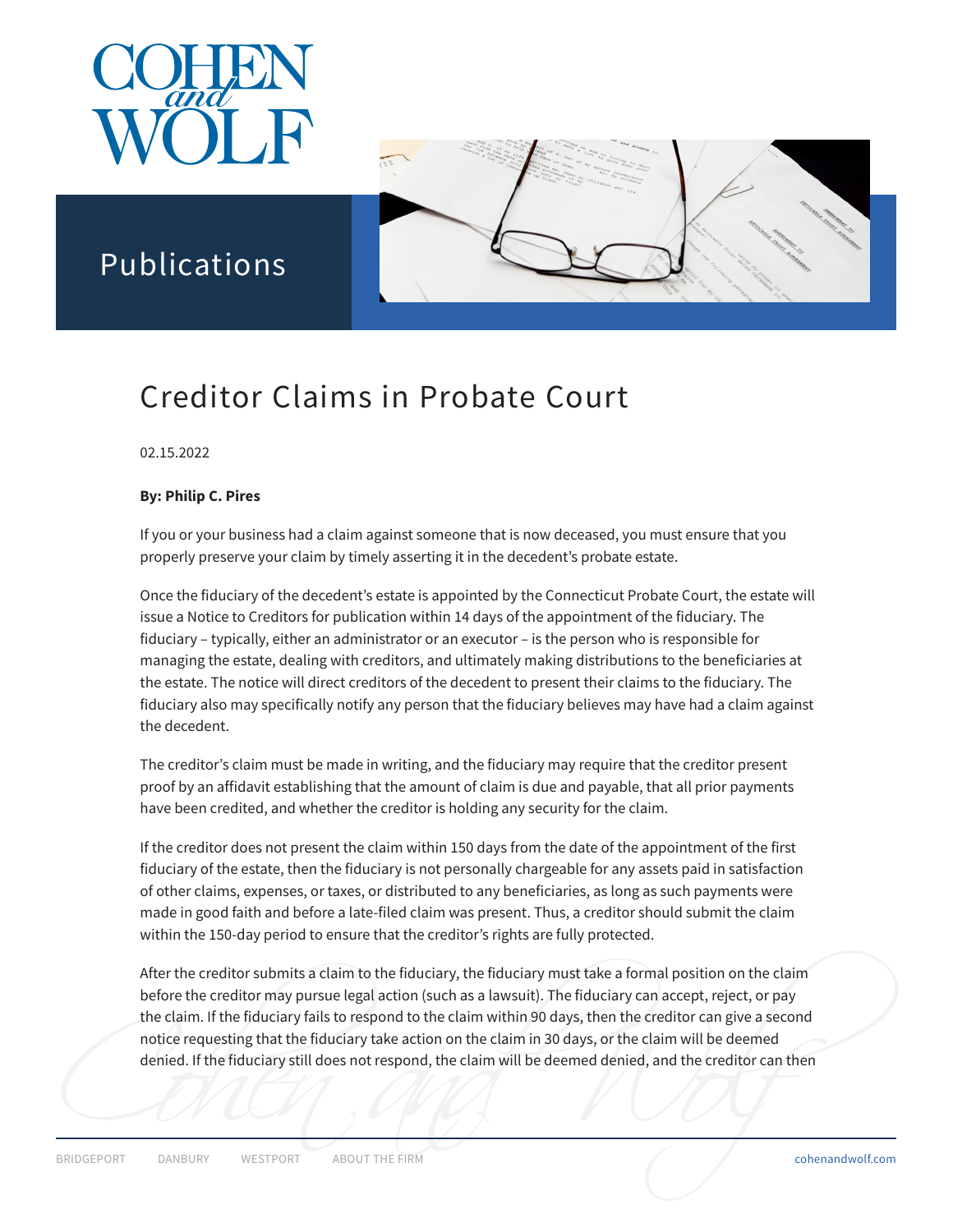# Creditor Claims in Probate Court

02.15.2022

**By: Philip C. Pires**

If you or your business had a claim against someone that is now deceased, you must ensure that you properly preserve your claim by timely asserting it in the decedent's probate estate.

Once the fiduciary of the decedent's estate is appointed by the Connecticut Probate Court, the estate will issue a Notice to Creditors for publication within 14 days of the appointment of the fiduciary. The fiduciary – typically, either an administrator or an executor – is the person who is responsible for managing the estate, dealing with creditors, and ultimately making distributions to the beneficiaries at the estate. The notice will direct creditors of the decedent to present their claims to the fiduciary. The fiduciary also may specifically notify any person that the fiduciary believes may have had a claim against the decedent.

The creditor's claim must be made in writing, and the fiduciary may require that the creditor present proof by an affidavit establishing that the amount of claim is due and payable, that all prior payments have been credited, and whether the creditor is holding any security for the claim.

If the creditor does not present the claim within 150 days from the date of the appointment of the first fiduciary of the estate, then the fiduciary is not personally chargeable for any assets paid in satisfaction of other claims, expenses, or taxes, or distributed to any beneficiaries, as long as such payments were made in good faith and before a late-filed claim was present. Thus, a creditor should submit the claim within the 150-day period to ensure that the creditor's rights are fully protected.

After the creditor submits a claim to the fiduciary, the fiduciary must take a formal position on the claim before the creditor may pursue legal action (such as a lawsuit). The fiduciary can accept, reject, or pay the claim. If the fiduciary fails to respond to the claim within 90 days, then the creditor can give a second notice requesting that the fiduciary take action on the claim in 30 days, or the claim will be deemed denied. If the fiduciary still does not respond, the claim will be deemed denied, and the creditor can then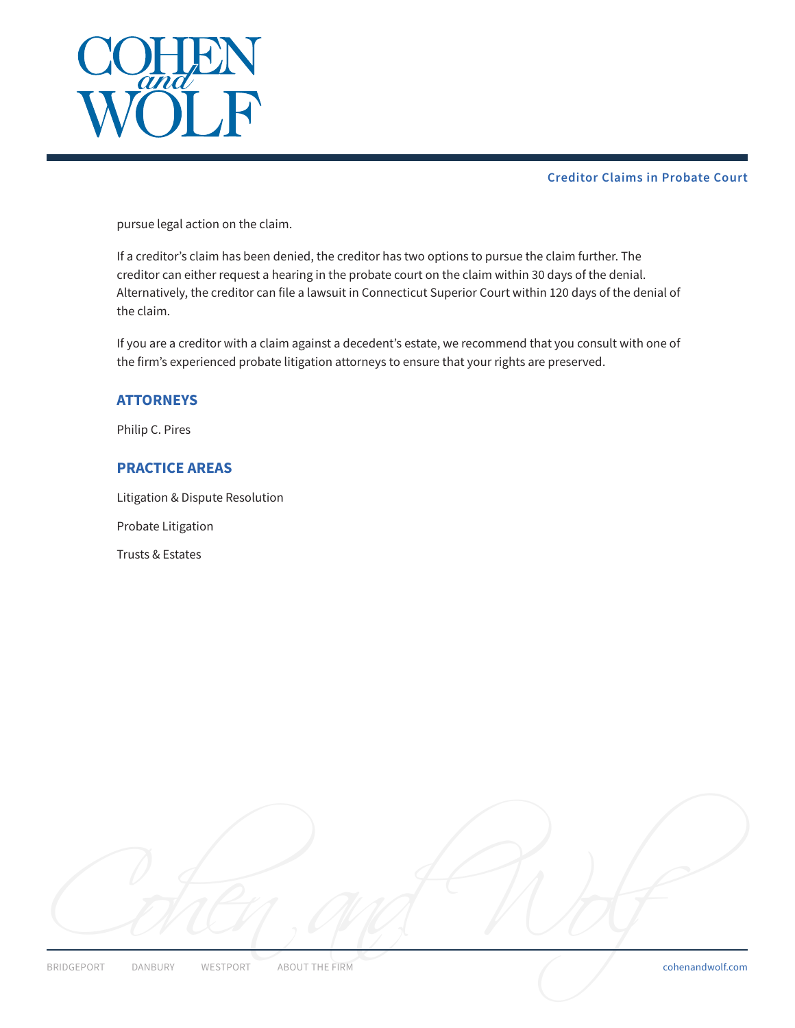pursue legal action on the claim.

If a creditor's claim has been denied, the creditor has two options to pursue the claim further. The creditor can either request a hearing in the probate court on the claim within 30 days of the denial. Alternatively, the creditor can file a lawsuit in Connecticut Superior Court within 120 days of the denial of the claim.

If you are a creditor with a claim against a decedent's estate, we recommend that you consult with one of the firm's experienced probate litigation attorneys to ensure that your rights are preserved.

## ATTORNEYS

Philip C. Pires

## PRACTICE AREAS

Litigation & Dispute Resolution

Probate Litigation

Trusts & Estates